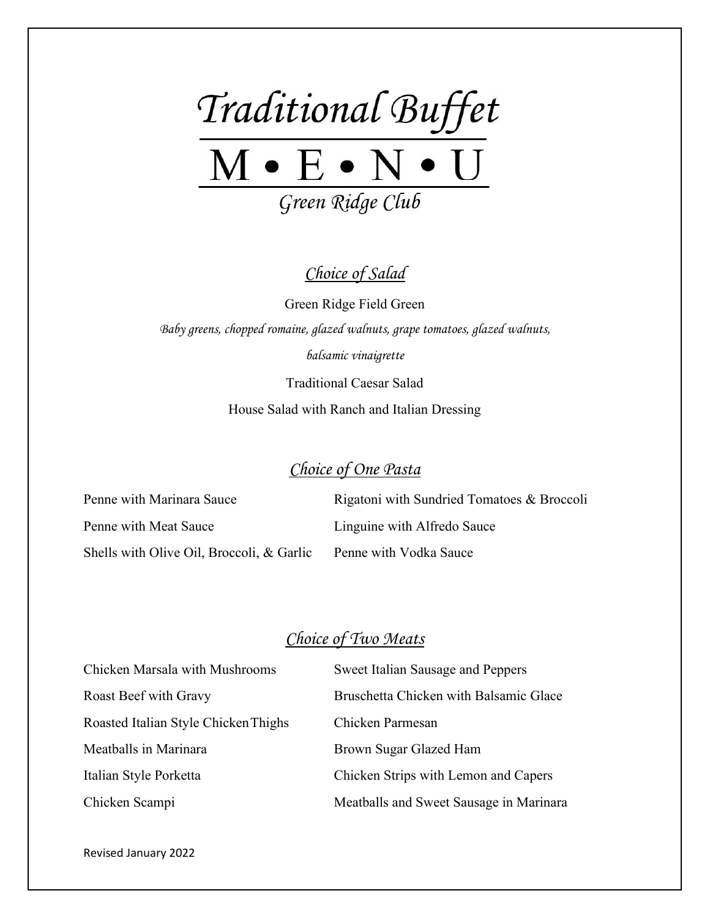# Traditional Buffet

# M • E • N • U

*Green Ridge Club*

## *Choice of Salad*

Green Ridge Field Green

*Baby greens, chopped romaine, glazed walnuts, grape tomatoes, glazed walnuts, balsamic vinaigrette*

Traditional Caesar Salad

House Salad with Ranch and Italian Dressing

## *Choice of One Pasta*

Penne with Marinara Sauce

Penne with Meat Sauce

Shells with Olive Oil, Broccoli, & Garlic

Rigatoni with Sundried Tomatoes & Broccoli

Linguine with Alfredo Sauce

Penne with Vodka Sauce

## *Choice of Two Meats*

Chicken Marsala with Mushrooms

Roast Beef with Gravy

Roasted Italian Style Chicken Thighs

Meatballs in Marinara

Italian Style Porketta

Chicken Scampi

Sweet Italian Sausage and Peppers

Bruschetta Chicken with Balsamic Glace

Chicken Parmesan

Brown Sugar Glazed Ham

Chicken Strips with Lemon and Capers

Meatballs and Sweet Sausage in Marinara

Revised January 2022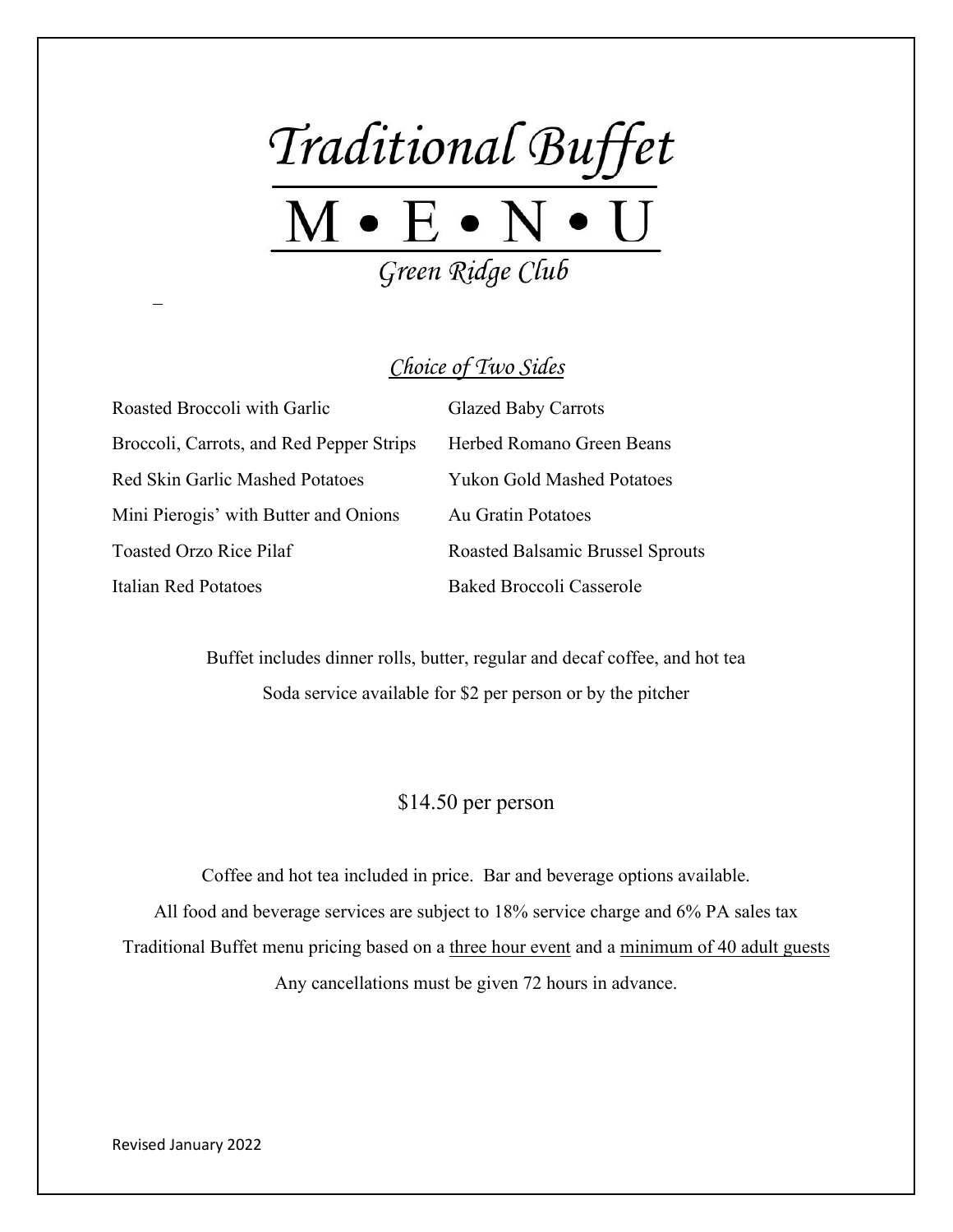# Traditional Buffet

# M • E • N • U

## Green Ridge Club

### *Choice of Two Sides*

| | |
|---|---|
| Roasted Broccoli with Garlic | Glazed Baby Carrots |
| Broccoli, Carrots, and Red Pepper Strips | Herbed Romano Green Beans |
| Red Skin Garlic Mashed Potatoes | Yukon Gold Mashed Potatoes |
| Mini Pierogis' with Butter and Onions | Au Gratin Potatoes |
| Toasted Orzo Rice Pilaf | Roasted Balsamic Brussel Sprouts |
| Italian Red Potatoes | Baked Broccoli Casserole |

Buffet includes dinner rolls, butter, regular and decaf coffee, and hot tea

Soda service available for $2 per person or by the pitcher

$14.50 per person

Coffee and hot tea included in price. Bar and beverage options available.

All food and beverage services are subject to 18% service charge and 6% PA sales tax

Traditional Buffet menu pricing based on a three hour event and a minimum of 40 adult guests

Any cancellations must be given 72 hours in advance.

Revised January 2022